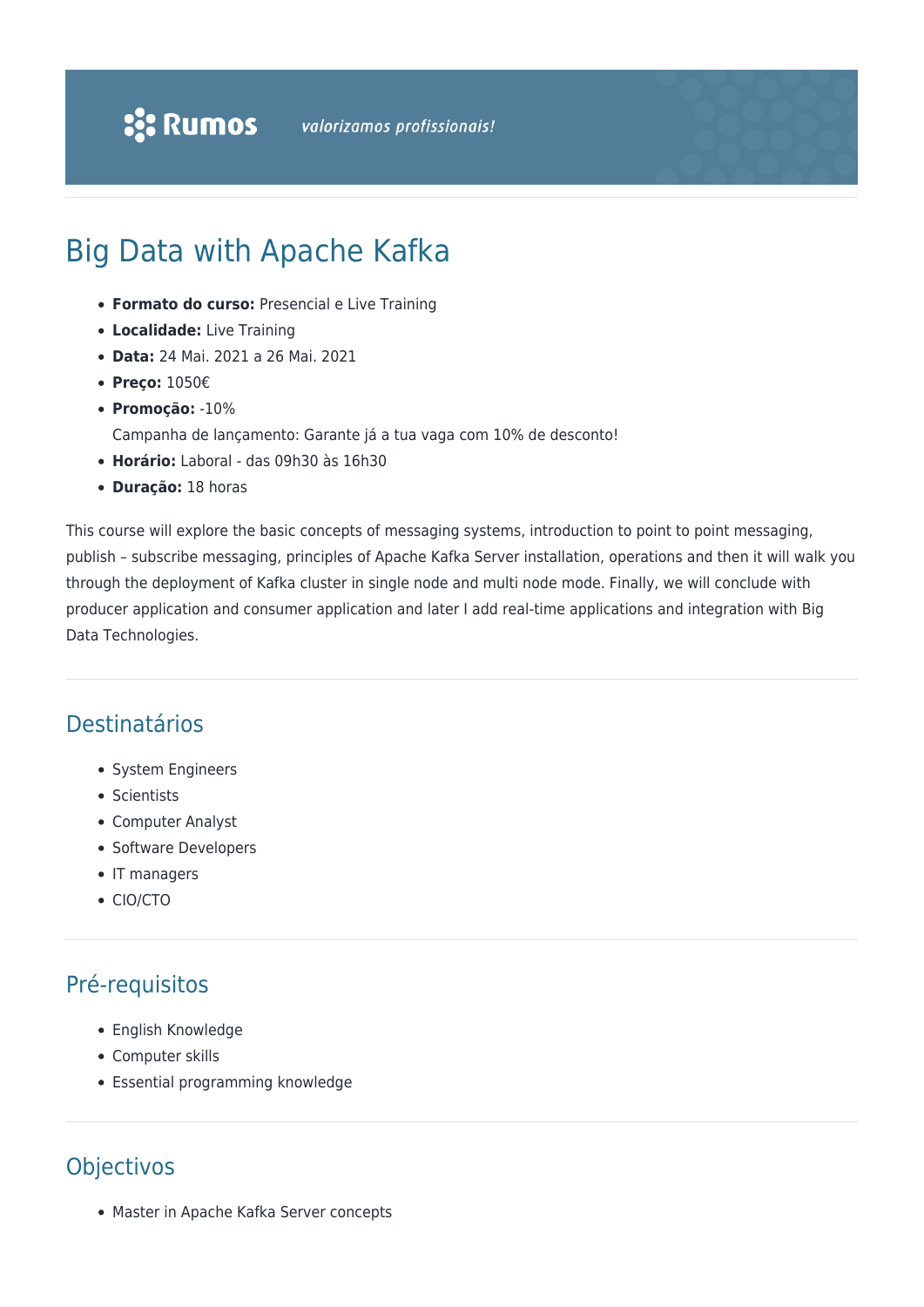Rumos valorizamos profissionais!

# Big Data with Apache Kafka

- **Formato do curso:** Presencial e Live Training
- **Localidade:** Live Training
- **Data:** 24 Mai. 2021 a 26 Mai. 2021
- **Preço:** 1050€
- **Promoção:** -10%
  Campanha de lançamento: Garante já a tua vaga com 10% de desconto!
- **Horário:** Laboral - das 09h30 às 16h30
- **Duração:** 18 horas

This course will explore the basic concepts of messaging systems, introduction to point to point messaging, publish – subscribe messaging, principles of Apache Kafka Server installation, operations and then it will walk you through the deployment of Kafka cluster in single node and multi node mode. Finally, we will conclude with producer application and consumer application and later I add real-time applications and integration with Big Data Technologies.

## Destinatários

- System Engineers
- Scientists
- Computer Analyst
- Software Developers
- IT managers
- CIO/CTO

## Pré-requisitos

- English Knowledge
- Computer skills
- Essential programming knowledge

## Objectivos

- Master in Apache Kafka Server concepts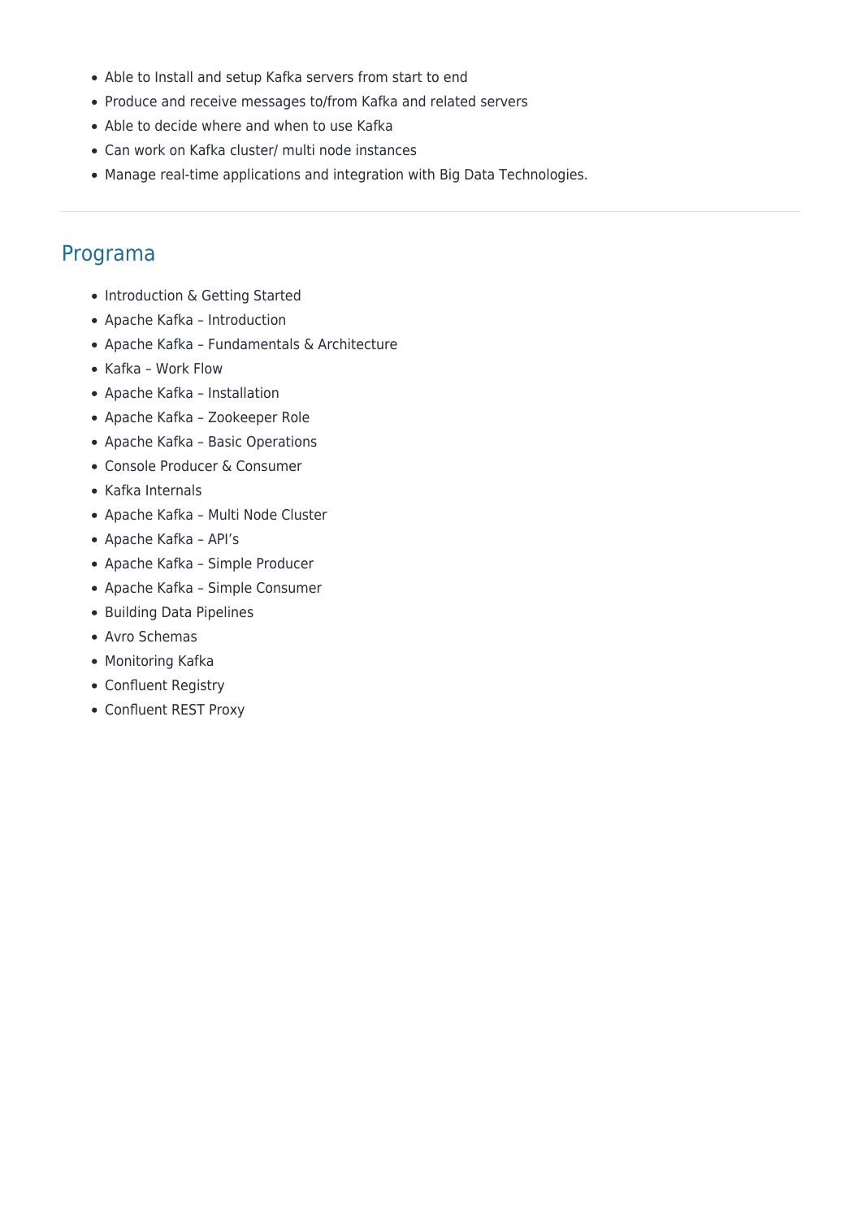- Able to Install and setup Kafka servers from start to end
- Produce and receive messages to/from Kafka and related servers
- Able to decide where and when to use Kafka
- Can work on Kafka cluster/ multi node instances
- Manage real-time applications and integration with Big Data Technologies.

---

## Programa

- Introduction & Getting Started
- Apache Kafka – Introduction
- Apache Kafka – Fundamentals & Architecture
- Kafka – Work Flow
- Apache Kafka – Installation
- Apache Kafka – Zookeeper Role
- Apache Kafka – Basic Operations
- Console Producer & Consumer
- Kafka Internals
- Apache Kafka – Multi Node Cluster
- Apache Kafka – API's
- Apache Kafka – Simple Producer
- Apache Kafka – Simple Consumer
- Building Data Pipelines
- Avro Schemas
- Monitoring Kafka
- Confluent Registry
- Confluent REST Proxy